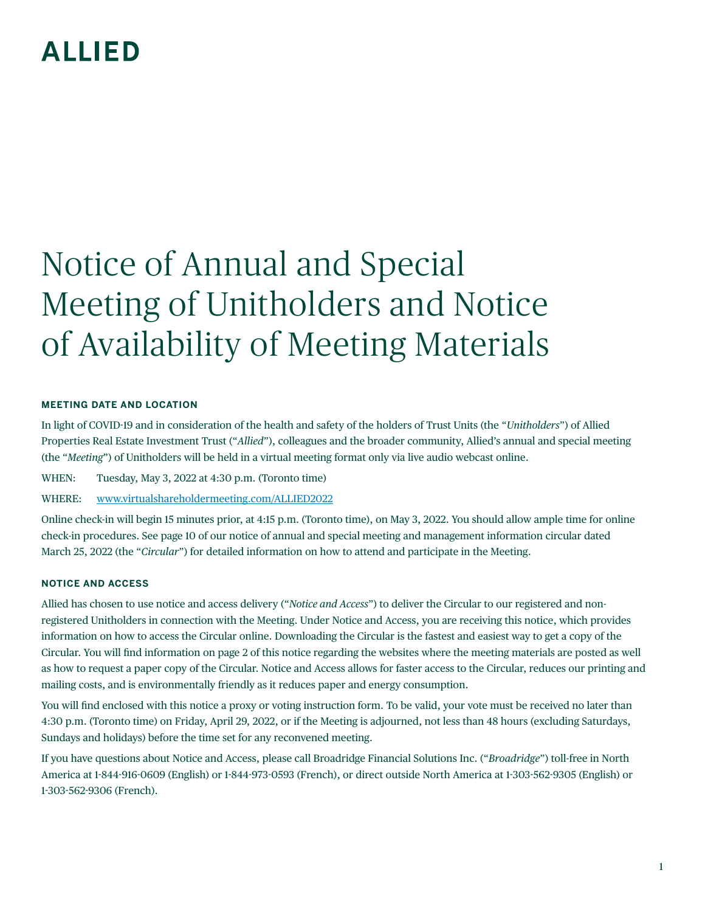**ALLIED**

# Notice of Annual and Special Meeting of Unitholders and Notice of Availability of Meeting Materials

### MEETING DATE AND LOCATION

In light of COVID-19 and in consideration of the health and safety of the holders of Trust Units (the "*Unitholders*") of Allied Properties Real Estate Investment Trust ("*Allied*"), colleagues and the broader community, Allied's annual and special meeting (the "*Meeting*") of Unitholders will be held in a virtual meeting format only via live audio webcast online.

WHEN: Tuesday, May 3, 2022 at 4:30 p.m. (Toronto time)

WHERE: www.virtualshareholdermeeting.com/ALLIED2022

Online check-in will begin 15 minutes prior, at 4:15 p.m. (Toronto time), on May 3, 2022. You should allow ample time for online check-in procedures. See page 10 of our notice of annual and special meeting and management information circular dated March 25, 2022 (the "*Circular*") for detailed information on how to attend and participate in the Meeting.

### NOTICE AND ACCESS

Allied has chosen to use notice and access delivery ("*Notice and Access*") to deliver the Circular to our registered and non-registered Unitholders in connection with the Meeting. Under Notice and Access, you are receiving this notice, which provides information on how to access the Circular online. Downloading the Circular is the fastest and easiest way to get a copy of the Circular. You will find information on page 2 of this notice regarding the websites where the meeting materials are posted as well as how to request a paper copy of the Circular. Notice and Access allows for faster access to the Circular, reduces our printing and mailing costs, and is environmentally friendly as it reduces paper and energy consumption.

You will find enclosed with this notice a proxy or voting instruction form. To be valid, your vote must be received no later than 4:30 p.m. (Toronto time) on Friday, April 29, 2022, or if the Meeting is adjourned, not less than 48 hours (excluding Saturdays, Sundays and holidays) before the time set for any reconvened meeting.

If you have questions about Notice and Access, please call Broadridge Financial Solutions Inc. ("*Broadridge*") toll-free in North America at 1-844-916-0609 (English) or 1-844-973-0593 (French), or direct outside North America at 1-303-562-9305 (English) or 1-303-562-9306 (French).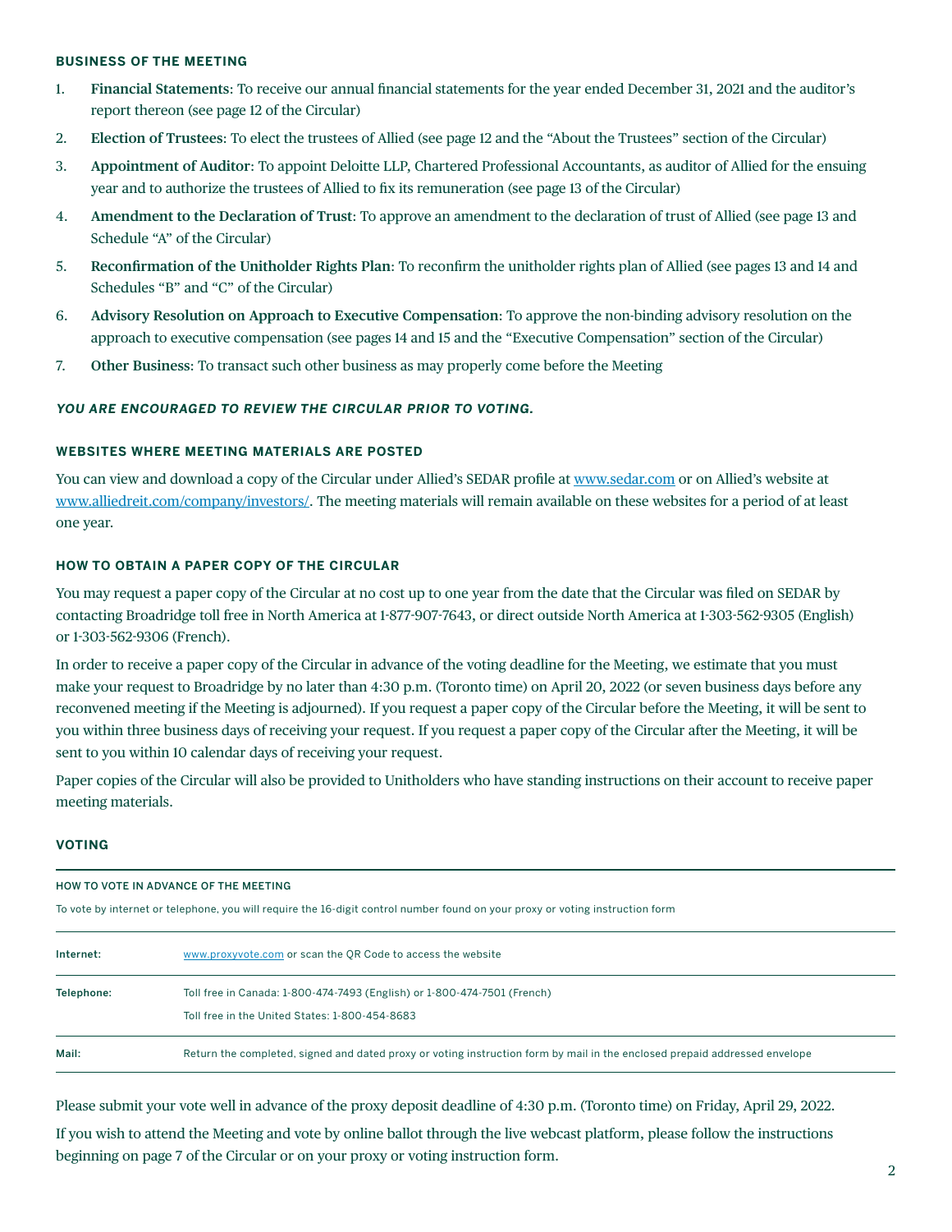## BUSINESS OF THE MEETING

1. **Financial Statements**: To receive our annual financial statements for the year ended December 31, 2021 and the auditor's report thereon (see page 12 of the Circular)
2. **Election of Trustees**: To elect the trustees of Allied (see page 12 and the "About the Trustees" section of the Circular)
3. **Appointment of Auditor**: To appoint Deloitte LLP, Chartered Professional Accountants, as auditor of Allied for the ensuing year and to authorize the trustees of Allied to fix its remuneration (see page 13 of the Circular)
4. **Amendment to the Declaration of Trust**: To approve an amendment to the declaration of trust of Allied (see page 13 and Schedule "A" of the Circular)
5. **Reconfirmation of the Unitholder Rights Plan**: To reconfirm the unitholder rights plan of Allied (see pages 13 and 14 and Schedules "B" and "C" of the Circular)
6. **Advisory Resolution on Approach to Executive Compensation**: To approve the non-binding advisory resolution on the approach to executive compensation (see pages 14 and 15 and the "Executive Compensation" section of the Circular)
7. **Other Business**: To transact such other business as may properly come before the Meeting

***YOU ARE ENCOURAGED TO REVIEW THE CIRCULAR PRIOR TO VOTING.***

## WEBSITES WHERE MEETING MATERIALS ARE POSTED

You can view and download a copy of the Circular under Allied's SEDAR profile at www.sedar.com or on Allied's website at www.alliedreit.com/company/investors/. The meeting materials will remain available on these websites for a period of at least one year.

## HOW TO OBTAIN A PAPER COPY OF THE CIRCULAR

You may request a paper copy of the Circular at no cost up to one year from the date that the Circular was filed on SEDAR by contacting Broadridge toll free in North America at 1-877-907-7643, or direct outside North America at 1-303-562-9305 (English) or 1-303-562-9306 (French).

In order to receive a paper copy of the Circular in advance of the voting deadline for the Meeting, we estimate that you must make your request to Broadridge by no later than 4:30 p.m. (Toronto time) on April 20, 2022 (or seven business days before any reconvened meeting if the Meeting is adjourned). If you request a paper copy of the Circular before the Meeting, it will be sent to you within three business days of receiving your request. If you request a paper copy of the Circular after the Meeting, it will be sent to you within 10 calendar days of receiving your request.

Paper copies of the Circular will also be provided to Unitholders who have standing instructions on their account to receive paper meeting materials.

## VOTING

**HOW TO VOTE IN ADVANCE OF THE MEETING**

To vote by internet or telephone, you will require the 16-digit control number found on your proxy or voting instruction form

| | |
|---|---|
| **Internet:** | www.proxyvote.com or scan the QR Code to access the website |
| **Telephone:** | Toll free in Canada: 1-800-474-7493 (English) or 1-800-474-7501 (French)<br>Toll free in the United States: 1-800-454-8683 |
| **Mail:** | Return the completed, signed and dated proxy or voting instruction form by mail in the enclosed prepaid addressed envelope |

Please submit your vote well in advance of the proxy deposit deadline of 4:30 p.m. (Toronto time) on Friday, April 29, 2022.

If you wish to attend the Meeting and vote by online ballot through the live webcast platform, please follow the instructions beginning on page 7 of the Circular or on your proxy or voting instruction form.